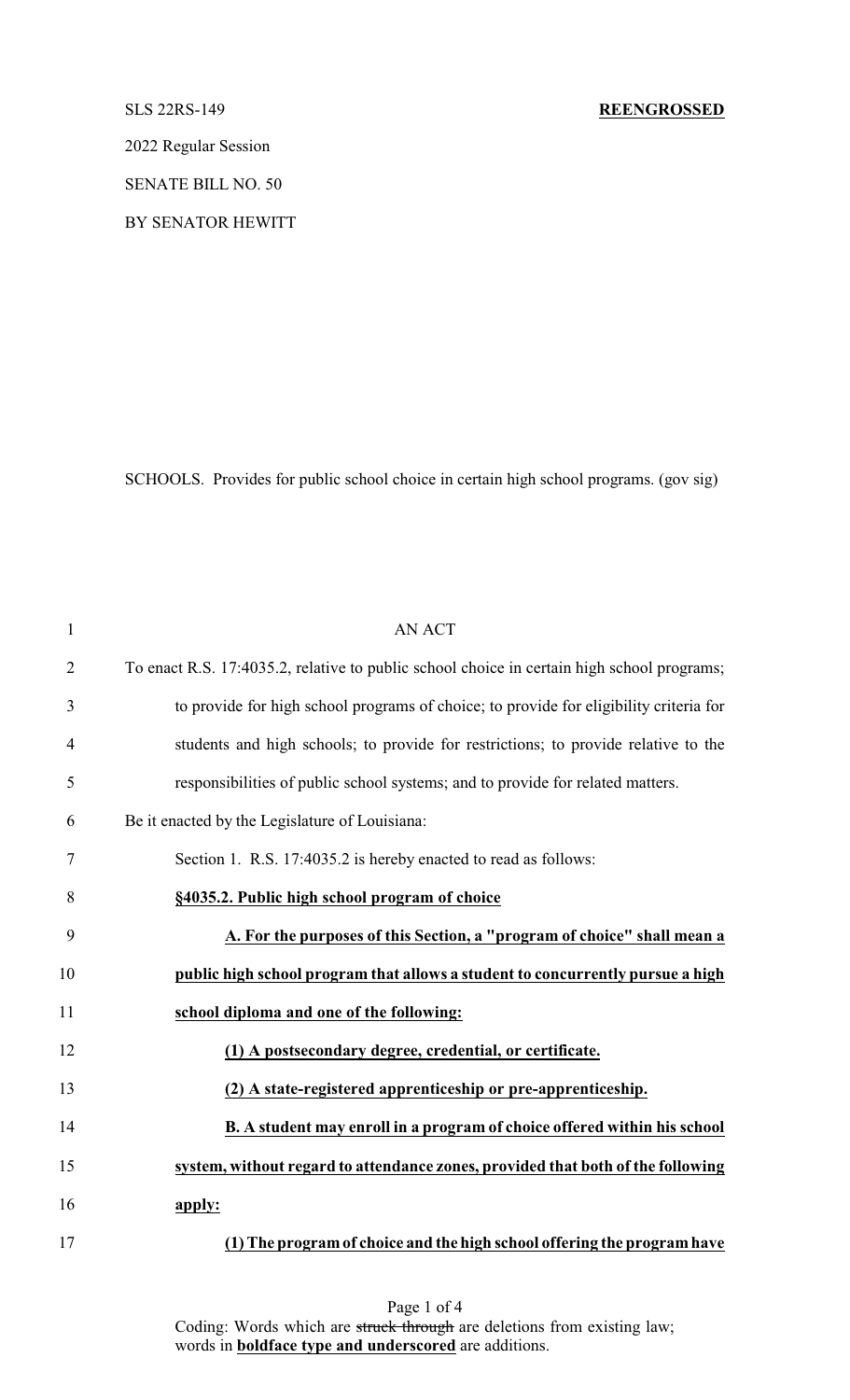SLS 22RS-149 **REENGROSSED**

2022 Regular Session

SENATE BILL NO. 50

BY SENATOR HEWITT

SCHOOLS. Provides for public school choice in certain high school programs. (gov sig)

AN ACT

To enact R.S. 17:4035.2, relative to public school choice in certain high school programs; to provide for high school programs of choice; to provide for eligibility criteria for students and high schools; to provide for restrictions; to provide relative to the responsibilities of public school systems; and to provide for related matters.

Be it enacted by the Legislature of Louisiana:

Section 1. R.S. 17:4035.2 is hereby enacted to read as follows:

**§4035.2. Public high school program of choice**

**A. For the purposes of this Section, a "program of choice" shall mean a public high school program that allows a student to concurrently pursue a high school diploma and one of the following:**

**(1) A postsecondary degree, credential, or certificate.**

**(2) A state-registered apprenticeship or pre-apprenticeship.**

**B. A student may enroll in a program of choice offered within his school system, without regard to attendance zones, provided that both of the following apply:**

**(1) The program of choice and the high school offering the program have**

Coding: Words which are ~~struck through~~ are deletions from existing law; words in **boldface type and underscored** are additions.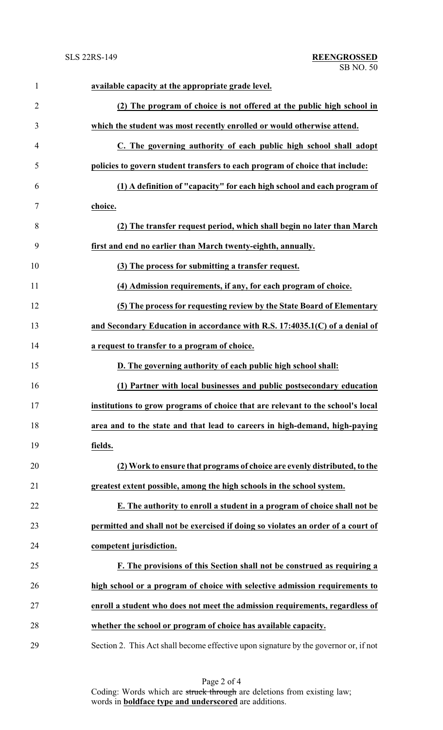**available capacity at the appropriate grade level.**

**(2) The program of choice is not offered at the public high school in which the student was most recently enrolled or would otherwise attend.**

**C. The governing authority of each public high school shall adopt policies to govern student transfers to each program of choice that include:**

**(1) A definition of "capacity" for each high school and each program of choice.**

**(2) The transfer request period, which shall begin no later than March first and end no earlier than March twenty-eighth, annually.**

**(3) The process for submitting a transfer request.**

**(4) Admission requirements, if any, for each program of choice.**

**(5) The process for requesting review by the State Board of Elementary and Secondary Education in accordance with R.S. 17:4035.1(C) of a denial of a request to transfer to a program of choice.**

**D. The governing authority of each public high school shall:**

**(1) Partner with local businesses and public postsecondary education institutions to grow programs of choice that are relevant to the school's local area and to the state and that lead to careers in high-demand, high-paying fields.**

**(2) Work to ensure that programs of choice are evenly distributed, to the greatest extent possible, among the high schools in the school system.**

**E. The authority to enroll a student in a program of choice shall not be permitted and shall not be exercised if doing so violates an order of a court of competent jurisdiction.**

**F. The provisions of this Section shall not be construed as requiring a high school or a program of choice with selective admission requirements to enroll a student who does not meet the admission requirements, regardless of whether the school or program of choice has available capacity.**

Section 2. This Act shall become effective upon signature by the governor or, if not

Coding: Words which are ~~struck through~~ are deletions from existing law; words in **boldface type and underscored** are additions.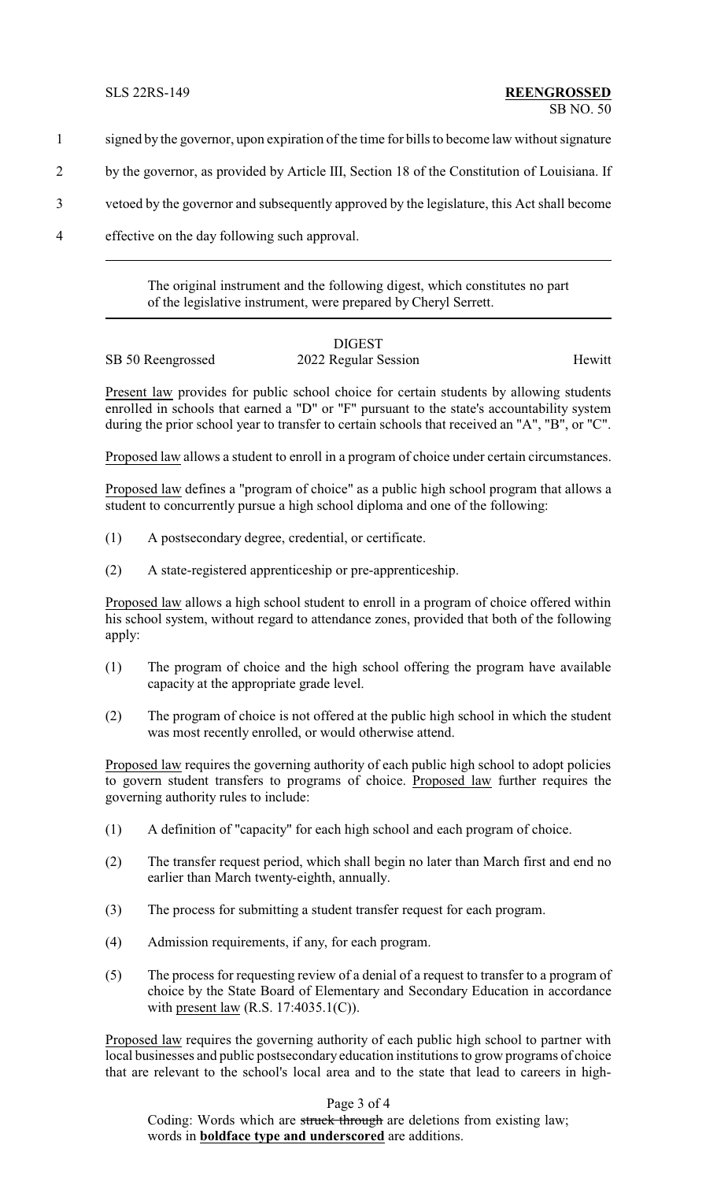signed by the governor, upon expiration of the time for bills to become law without signature by the governor, as provided by Article III, Section 18 of the Constitution of Louisiana. If vetoed by the governor and subsequently approved by the legislature, this Act shall become effective on the day following such approval.

---

The original instrument and the following digest, which constitutes no part of the legislative instrument, were prepared by Cheryl Serrett.

---

DIGEST

SB 50 Reengrossed — 2022 Regular Session — Hewitt

Present law provides for public school choice for certain students by allowing students enrolled in schools that earned a "D" or "F" pursuant to the state's accountability system during the prior school year to transfer to certain schools that received an "A", "B", or "C".

Proposed law allows a student to enroll in a program of choice under certain circumstances.

Proposed law defines a "program of choice" as a public high school program that allows a student to concurrently pursue a high school diploma and one of the following:

(1) A postsecondary degree, credential, or certificate.

(2) A state-registered apprenticeship or pre-apprenticeship.

Proposed law allows a high school student to enroll in a program of choice offered within his school system, without regard to attendance zones, provided that both of the following apply:

(1) The program of choice and the high school offering the program have available capacity at the appropriate grade level.

(2) The program of choice is not offered at the public high school in which the student was most recently enrolled, or would otherwise attend.

Proposed law requires the governing authority of each public high school to adopt policies to govern student transfers to programs of choice. Proposed law further requires the governing authority rules to include:

(1) A definition of "capacity" for each high school and each program of choice.

(2) The transfer request period, which shall begin no later than March first and end no earlier than March twenty-eighth, annually.

(3) The process for submitting a student transfer request for each program.

(4) Admission requirements, if any, for each program.

(5) The process for requesting review of a denial of a request to transfer to a program of choice by the State Board of Elementary and Secondary Education in accordance with present law (R.S. 17:4035.1(C)).

Proposed law requires the governing authority of each public high school to partner with local businesses and public postsecondary education institutions to grow programs of choice that are relevant to the school's local area and to the state that lead to careers in high-

Coding: Words which are ~~struck through~~ are deletions from existing law; words in **boldface type and underscored** are additions.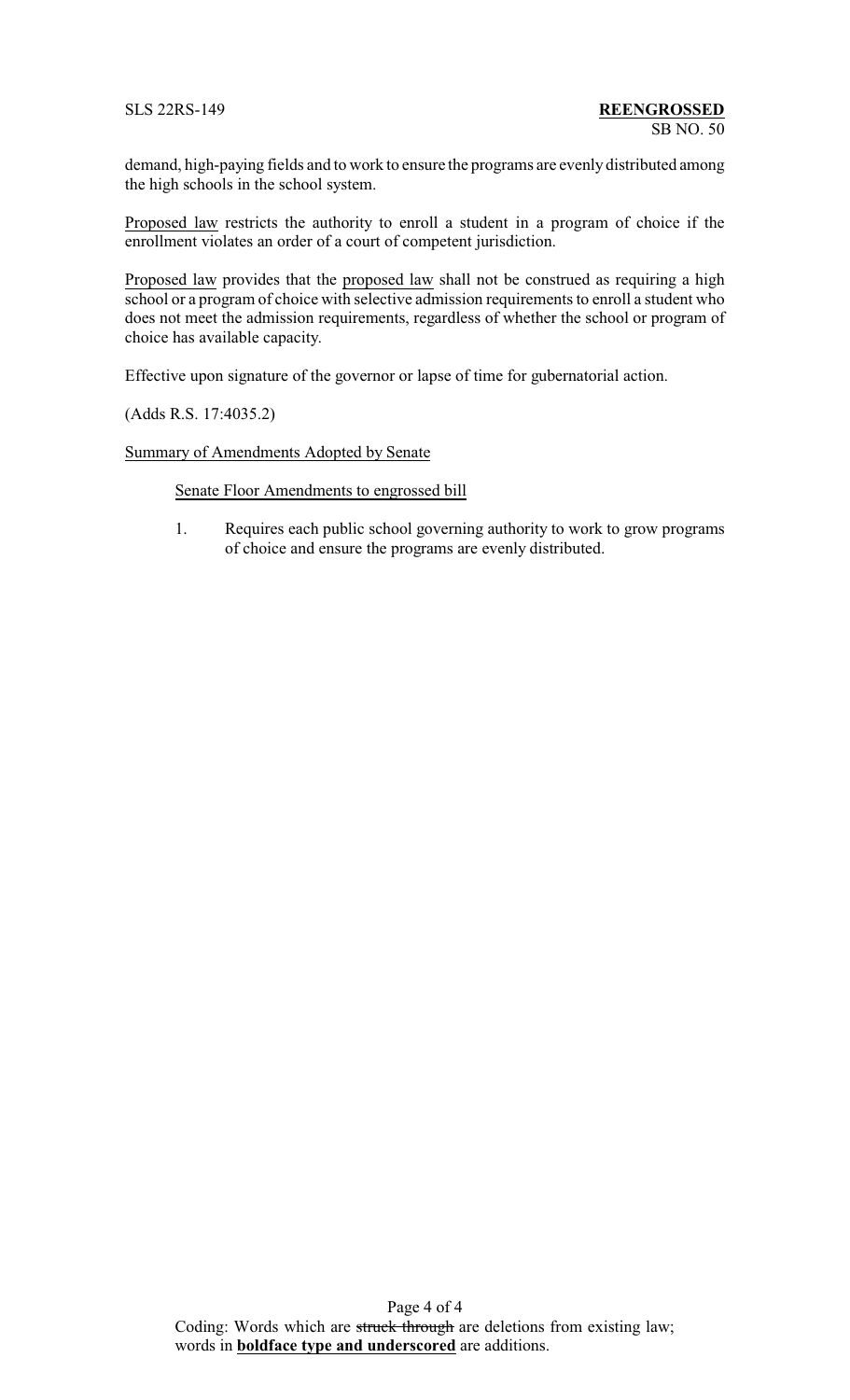demand, high-paying fields and to work to ensure the programs are evenly distributed among the high schools in the school system.

Proposed law restricts the authority to enroll a student in a program of choice if the enrollment violates an order of a court of competent jurisdiction.

Proposed law provides that the proposed law shall not be construed as requiring a high school or a program of choice with selective admission requirements to enroll a student who does not meet the admission requirements, regardless of whether the school or program of choice has available capacity.

Effective upon signature of the governor or lapse of time for gubernatorial action.

(Adds R.S. 17:4035.2)

Summary of Amendments Adopted by Senate

Senate Floor Amendments to engrossed bill

1. Requires each public school governing authority to work to grow programs of choice and ensure the programs are evenly distributed.

Coding: Words which are ~~struck through~~ are deletions from existing law; words in **boldface type and underscored** are additions.